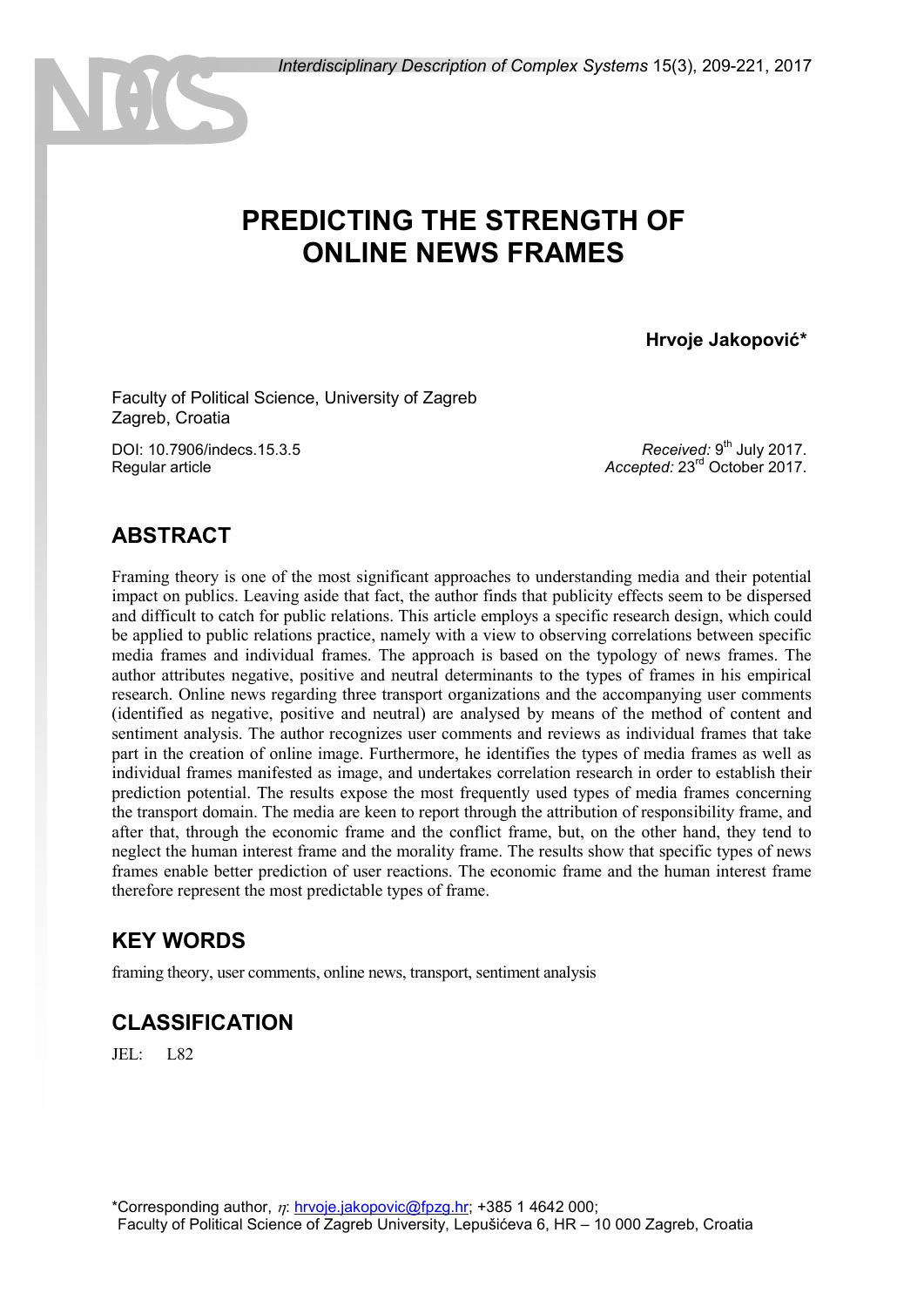# PREDICTING THE STRENGTH OF ONLINE NEWS FRAMES

**Hrvoje Jakopović***

Faculty of Political Science, University of Zagreb
Zagreb, Croatia

DOI: 10.7906/indecs.15.3.5
Regular article

*Received:* 9th July 2017.
*Accepted:* 23rd October 2017.

## ABSTRACT

Framing theory is one of the most significant approaches to understanding media and their potential impact on publics. Leaving aside that fact, the author finds that publicity effects seem to be dispersed and difficult to catch for public relations. This article employs a specific research design, which could be applied to public relations practice, namely with a view to observing correlations between specific media frames and individual frames. The approach is based on the typology of news frames. The author attributes negative, positive and neutral determinants to the types of frames in his empirical research. Online news regarding three transport organizations and the accompanying user comments (identified as negative, positive and neutral) are analysed by means of the method of content and sentiment analysis. The author recognizes user comments and reviews as individual frames that take part in the creation of online image. Furthermore, he identifies the types of media frames as well as individual frames manifested as image, and undertakes correlation research in order to establish their prediction potential. The results expose the most frequently used types of media frames concerning the transport domain. The media are keen to report through the attribution of responsibility frame, and after that, through the economic frame and the conflict frame, but, on the other hand, they tend to neglect the human interest frame and the morality frame. The results show that specific types of news frames enable better prediction of user reactions. The economic frame and the human interest frame therefore represent the most predictable types of frame.

## KEY WORDS

framing theory, user comments, online news, transport, sentiment analysis

## CLASSIFICATION

JEL: L82

*Corresponding author, η: hrvoje.jakopovic@fpzg.hr; +385 1 4642 000;
Faculty of Political Science of Zagreb University, Lepušićeva 6, HR – 10 000 Zagreb, Croatia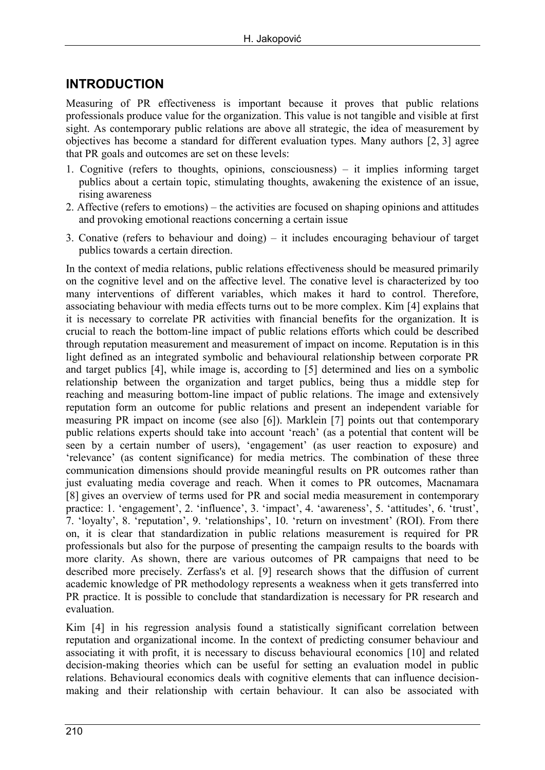## INTRODUCTION

Measuring of PR effectiveness is important because it proves that public relations professionals produce value for the organization. This value is not tangible and visible at first sight. As contemporary public relations are above all strategic, the idea of measurement by objectives has become a standard for different evaluation types. Many authors [2, 3] agree that PR goals and outcomes are set on these levels:

1. Cognitive (refers to thoughts, opinions, consciousness) – it implies informing target publics about a certain topic, stimulating thoughts, awakening the existence of an issue, rising awareness
2. Affective (refers to emotions) – the activities are focused on shaping opinions and attitudes and provoking emotional reactions concerning a certain issue
3. Conative (refers to behaviour and doing) – it includes encouraging behaviour of target publics towards a certain direction.

In the context of media relations, public relations effectiveness should be measured primarily on the cognitive level and on the affective level. The conative level is characterized by too many interventions of different variables, which makes it hard to control. Therefore, associating behaviour with media effects turns out to be more complex. Kim [4] explains that it is necessary to correlate PR activities with financial benefits for the organization. It is crucial to reach the bottom-line impact of public relations efforts which could be described through reputation measurement and measurement of impact on income. Reputation is in this light defined as an integrated symbolic and behavioural relationship between corporate PR and target publics [4], while image is, according to [5] determined and lies on a symbolic relationship between the organization and target publics, being thus a middle step for reaching and measuring bottom-line impact of public relations. The image and extensively reputation form an outcome for public relations and present an independent variable for measuring PR impact on income (see also [6]). Marklein [7] points out that contemporary public relations experts should take into account 'reach' (as a potential that content will be seen by a certain number of users), 'engagement' (as user reaction to exposure) and 'relevance' (as content significance) for media metrics. The combination of these three communication dimensions should provide meaningful results on PR outcomes rather than just evaluating media coverage and reach. When it comes to PR outcomes, Macnamara [8] gives an overview of terms used for PR and social media measurement in contemporary practice: 1. 'engagement', 2. 'influence', 3. 'impact', 4. 'awareness', 5. 'attitudes', 6. 'trust', 7. 'loyalty', 8. 'reputation', 9. 'relationships', 10. 'return on investment' (ROI). From there on, it is clear that standardization in public relations measurement is required for PR professionals but also for the purpose of presenting the campaign results to the boards with more clarity. As shown, there are various outcomes of PR campaigns that need to be described more precisely. Zerfass's et al. [9] research shows that the diffusion of current academic knowledge of PR methodology represents a weakness when it gets transferred into PR practice. It is possible to conclude that standardization is necessary for PR research and evaluation.

Kim [4] in his regression analysis found a statistically significant correlation between reputation and organizational income. In the context of predicting consumer behaviour and associating it with profit, it is necessary to discuss behavioural economics [10] and related decision-making theories which can be useful for setting an evaluation model in public relations. Behavioural economics deals with cognitive elements that can influence decision-making and their relationship with certain behaviour. It can also be associated with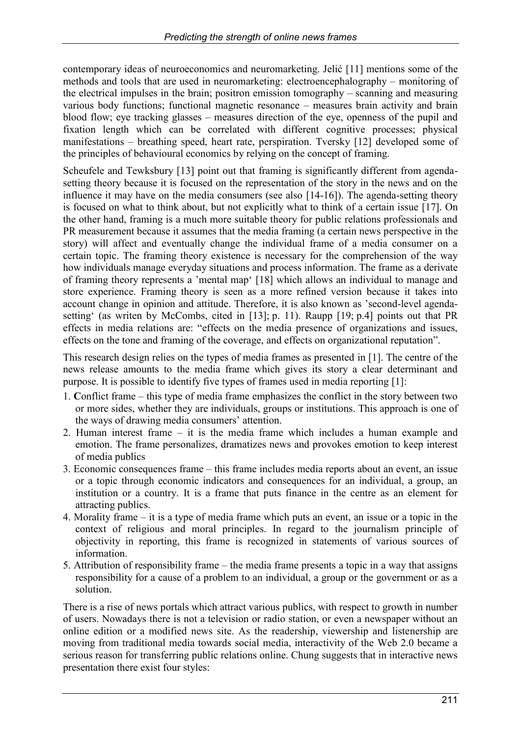contemporary ideas of neuroeconomics and neuromarketing. Jelić [11] mentions some of the methods and tools that are used in neuromarketing: electroencephalography – monitoring of the electrical impulses in the brain; positron emission tomography – scanning and measuring various body functions; functional magnetic resonance – measures brain activity and brain blood flow; eye tracking glasses – measures direction of the eye, openness of the pupil and fixation length which can be correlated with different cognitive processes; physical manifestations – breathing speed, heart rate, perspiration. Tversky [12] developed some of the principles of behavioural economics by relying on the concept of framing.

Scheufele and Tewksbury [13] point out that framing is significantly different from agenda-setting theory because it is focused on the representation of the story in the news and on the influence it may have on the media consumers (see also [14-16]). The agenda-setting theory is focused on what to think about, but not explicitly what to think of a certain issue [17]. On the other hand, framing is a much more suitable theory for public relations professionals and PR measurement because it assumes that the media framing (a certain news perspective in the story) will affect and eventually change the individual frame of a media consumer on a certain topic. The framing theory existence is necessary for the comprehension of the way how individuals manage everyday situations and process information. The frame as a derivate of framing theory represents a 'mental map' [18] which allows an individual to manage and store experience. Framing theory is seen as a more refined version because it takes into account change in opinion and attitude. Therefore, it is also known as 'second-level agenda-setting' (as writen by McCombs, cited in [13]; p. 11). Raupp [19; p.4] points out that PR effects in media relations are: "effects on the media presence of organizations and issues, effects on the tone and framing of the coverage, and effects on organizational reputation".

This research design relies on the types of media frames as presented in [1]. The centre of the news release amounts to the media frame which gives its story a clear determinant and purpose. It is possible to identify five types of frames used in media reporting [1]:

1. **C**onflict frame – this type of media frame emphasizes the conflict in the story between two or more sides, whether they are individuals, groups or institutions. This approach is one of the ways of drawing media consumers' attention.
2. Human interest frame – it is the media frame which includes a human example and emotion. The frame personalizes, dramatizes news and provokes emotion to keep interest of media publics
3. Economic consequences frame – this frame includes media reports about an event, an issue or a topic through economic indicators and consequences for an individual, a group, an institution or a country. It is a frame that puts finance in the centre as an element for attracting publics.
4. Morality frame – it is a type of media frame which puts an event, an issue or a topic in the context of religious and moral principles. In regard to the journalism principle of objectivity in reporting, this frame is recognized in statements of various sources of information.
5. Attribution of responsibility frame – the media frame presents a topic in a way that assigns responsibility for a cause of a problem to an individual, a group or the government or as a solution.

There is a rise of news portals which attract various publics, with respect to growth in number of users. Nowadays there is not a television or radio station, or even a newspaper without an online edition or a modified news site. As the readership, viewership and listenership are moving from traditional media towards social media, interactivity of the Web 2.0 became a serious reason for transferring public relations online. Chung suggests that in interactive news presentation there exist four styles: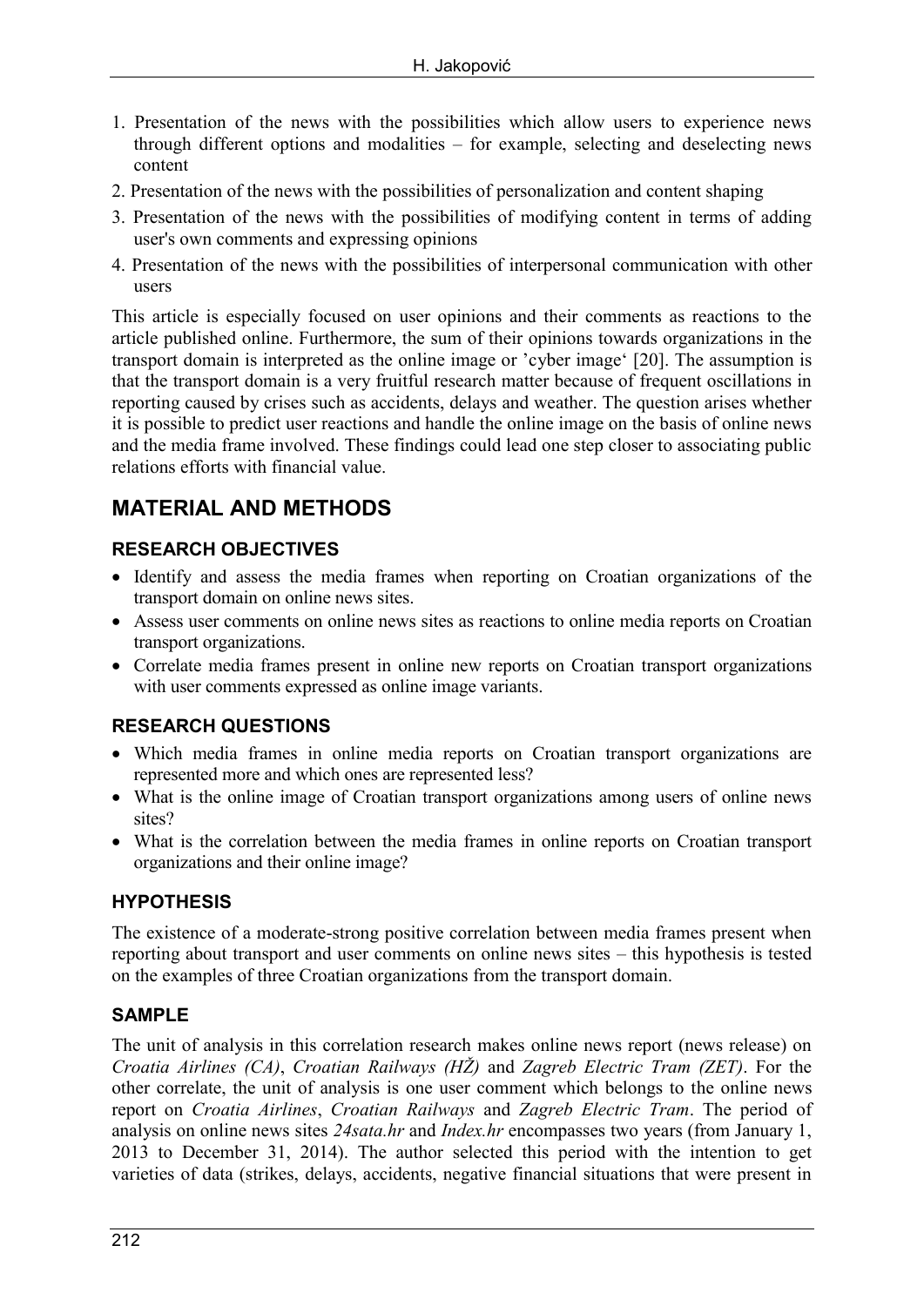1. Presentation of the news with the possibilities which allow users to experience news through different options and modalities – for example, selecting and deselecting news content
2. Presentation of the news with the possibilities of personalization and content shaping
3. Presentation of the news with the possibilities of modifying content in terms of adding user's own comments and expressing opinions
4. Presentation of the news with the possibilities of interpersonal communication with other users

This article is especially focused on user opinions and their comments as reactions to the article published online. Furthermore, the sum of their opinions towards organizations in the transport domain is interpreted as the online image or 'cyber image' [20]. The assumption is that the transport domain is a very fruitful research matter because of frequent oscillations in reporting caused by crises such as accidents, delays and weather. The question arises whether it is possible to predict user reactions and handle the online image on the basis of online news and the media frame involved. These findings could lead one step closer to associating public relations efforts with financial value.

## MATERIAL AND METHODS

### RESEARCH OBJECTIVES

- Identify and assess the media frames when reporting on Croatian organizations of the transport domain on online news sites.
- Assess user comments on online news sites as reactions to online media reports on Croatian transport organizations.
- Correlate media frames present in online new reports on Croatian transport organizations with user comments expressed as online image variants.

### RESEARCH QUESTIONS

- Which media frames in online media reports on Croatian transport organizations are represented more and which ones are represented less?
- What is the online image of Croatian transport organizations among users of online news sites?
- What is the correlation between the media frames in online reports on Croatian transport organizations and their online image?

### HYPOTHESIS

The existence of a moderate-strong positive correlation between media frames present when reporting about transport and user comments on online news sites – this hypothesis is tested on the examples of three Croatian organizations from the transport domain.

### SAMPLE

The unit of analysis in this correlation research makes online news report (news release) on *Croatia Airlines (CA)*, *Croatian Railways (HŽ)* and *Zagreb Electric Tram (ZET)*. For the other correlate, the unit of analysis is one user comment which belongs to the online news report on *Croatia Airlines*, *Croatian Railways* and *Zagreb Electric Tram*. The period of analysis on online news sites *24sata.hr* and *Index.hr* encompasses two years (from January 1, 2013 to December 31, 2014). The author selected this period with the intention to get varieties of data (strikes, delays, accidents, negative financial situations that were present in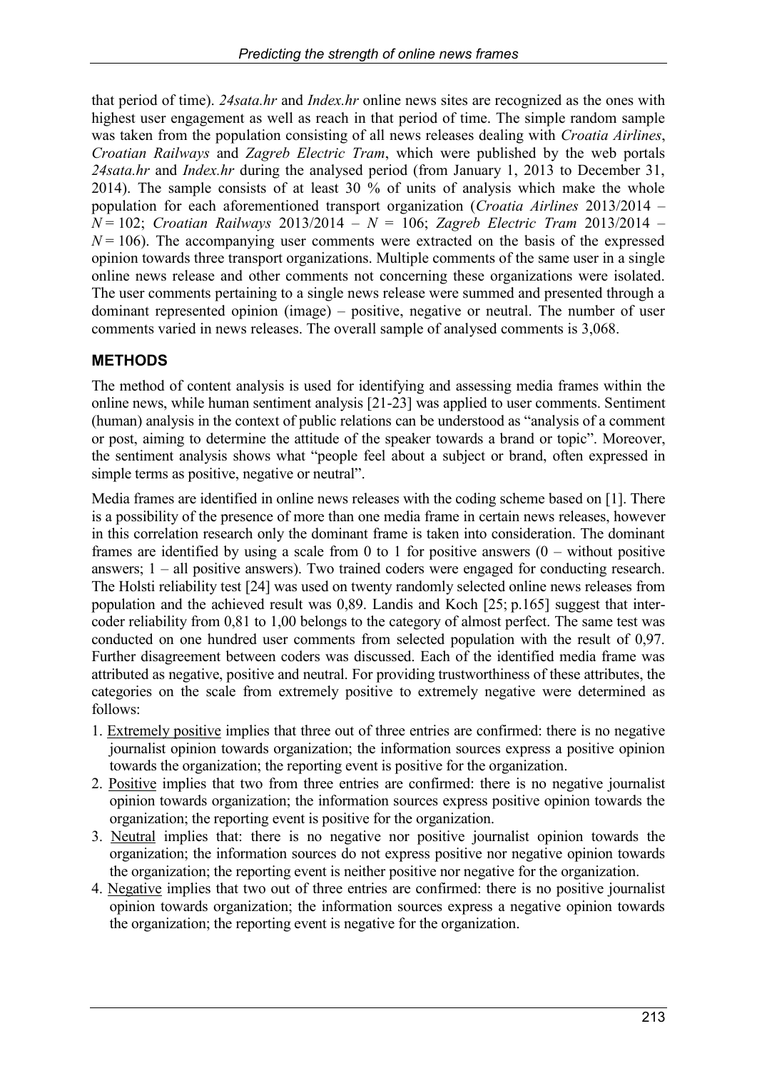that period of time). *24sata.hr* and *Index.hr* online news sites are recognized as the ones with highest user engagement as well as reach in that period of time. The simple random sample was taken from the population consisting of all news releases dealing with *Croatia Airlines*, *Croatian Railways* and *Zagreb Electric Tram*, which were published by the web portals *24sata.hr* and *Index.hr* during the analysed period (from January 1, 2013 to December 31, 2014). The sample consists of at least 30 % of units of analysis which make the whole population for each aforementioned transport organization (*Croatia Airlines* 2013/2014 – $N = 102$; *Croatian Railways* 2013/2014 – $N = 106$; *Zagreb Electric Tram* 2013/2014 – $N = 106$). The accompanying user comments were extracted on the basis of the expressed opinion towards three transport organizations. Multiple comments of the same user in a single online news release and other comments not concerning these organizations were isolated. The user comments pertaining to a single news release were summed and presented through a dominant represented opinion (image) – positive, negative or neutral. The number of user comments varied in news releases. The overall sample of analysed comments is 3,068.

## METHODS

The method of content analysis is used for identifying and assessing media frames within the online news, while human sentiment analysis [21-23] was applied to user comments. Sentiment (human) analysis in the context of public relations can be understood as "analysis of a comment or post, aiming to determine the attitude of the speaker towards a brand or topic". Moreover, the sentiment analysis shows what "people feel about a subject or brand, often expressed in simple terms as positive, negative or neutral".

Media frames are identified in online news releases with the coding scheme based on [1]. There is a possibility of the presence of more than one media frame in certain news releases, however in this correlation research only the dominant frame is taken into consideration. The dominant frames are identified by using a scale from 0 to 1 for positive answers (0 – without positive answers; 1 – all positive answers). Two trained coders were engaged for conducting research. The Holsti reliability test [24] was used on twenty randomly selected online news releases from population and the achieved result was 0,89. Landis and Koch [25; p.165] suggest that inter-coder reliability from 0,81 to 1,00 belongs to the category of almost perfect. The same test was conducted on one hundred user comments from selected population with the result of 0,97. Further disagreement between coders was discussed. Each of the identified media frame was attributed as negative, positive and neutral. For providing trustworthiness of these attributes, the categories on the scale from extremely positive to extremely negative were determined as follows:

1. Extremely positive implies that three out of three entries are confirmed: there is no negative journalist opinion towards organization; the information sources express a positive opinion towards the organization; the reporting event is positive for the organization.
2. Positive implies that two from three entries are confirmed: there is no negative journalist opinion towards organization; the information sources express positive opinion towards the organization; the reporting event is positive for the organization.
3. Neutral implies that: there is no negative nor positive journalist opinion towards the organization; the information sources do not express positive nor negative opinion towards the organization; the reporting event is neither positive nor negative for the organization.
4. Negative implies that two out of three entries are confirmed: there is no positive journalist opinion towards organization; the information sources express a negative opinion towards the organization; the reporting event is negative for the organization.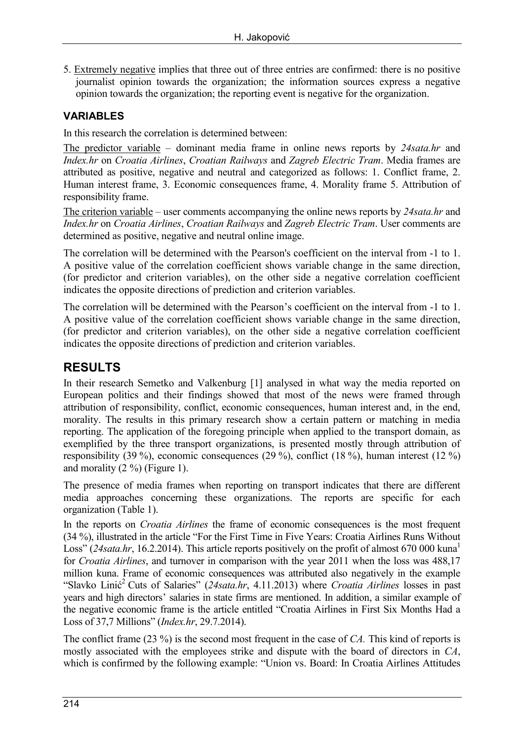5. Extremely negative implies that three out of three entries are confirmed: there is no positive journalist opinion towards the organization; the information sources express a negative opinion towards the organization; the reporting event is negative for the organization.

### VARIABLES

In this research the correlation is determined between:

The predictor variable – dominant media frame in online news reports by *24sata.hr* and *Index.hr* on *Croatia Airlines*, *Croatian Railways* and *Zagreb Electric Tram*. Media frames are attributed as positive, negative and neutral and categorized as follows: 1. Conflict frame, 2. Human interest frame, 3. Economic consequences frame, 4. Morality frame 5. Attribution of responsibility frame.

The criterion variable – user comments accompanying the online news reports by *24sata.hr* and *Index.hr* on *Croatia Airlines*, *Croatian Railways* and *Zagreb Electric Tram*. User comments are determined as positive, negative and neutral online image.

The correlation will be determined with the Pearson's coefficient on the interval from -1 to 1. A positive value of the correlation coefficient shows variable change in the same direction, (for predictor and criterion variables), on the other side a negative correlation coefficient indicates the opposite directions of prediction and criterion variables.

The correlation will be determined with the Pearson's coefficient on the interval from -1 to 1. A positive value of the correlation coefficient shows variable change in the same direction, (for predictor and criterion variables), on the other side a negative correlation coefficient indicates the opposite directions of prediction and criterion variables.

## RESULTS

In their research Semetko and Valkenburg [1] analysed in what way the media reported on European politics and their findings showed that most of the news were framed through attribution of responsibility, conflict, economic consequences, human interest and, in the end, morality. The results in this primary research show a certain pattern or matching in media reporting. The application of the foregoing principle when applied to the transport domain, as exemplified by the three transport organizations, is presented mostly through attribution of responsibility (39 %), economic consequences (29 %), conflict (18 %), human interest (12 %) and morality (2 %) (Figure 1).

The presence of media frames when reporting on transport indicates that there are different media approaches concerning these organizations. The reports are specific for each organization (Table 1).

In the reports on *Croatia Airlines* the frame of economic consequences is the most frequent (34 %), illustrated in the article "For the First Time in Five Years: Croatia Airlines Runs Without Loss" (*24sata.hr*, 16.2.2014). This article reports positively on the profit of almost 670 000 kuna[1] for *Croatia Airlines*, and turnover in comparison with the year 2011 when the loss was 488,17 million kuna. Frame of economic consequences was attributed also negatively in the example "Slavko Linić[2] Cuts of Salaries" (*24sata.hr*, 4.11.2013) where *Croatia Airlines* losses in past years and high directors' salaries in state firms are mentioned. In addition, a similar example of the negative economic frame is the article entitled "Croatia Airlines in First Six Months Had a Loss of 37,7 Millions" (*Index.hr*, 29.7.2014).

The conflict frame (23 %) is the second most frequent in the case of *CA.* This kind of reports is mostly associated with the employees strike and dispute with the board of directors in *CA*, which is confirmed by the following example: "Union vs. Board: In Croatia Airlines Attitudes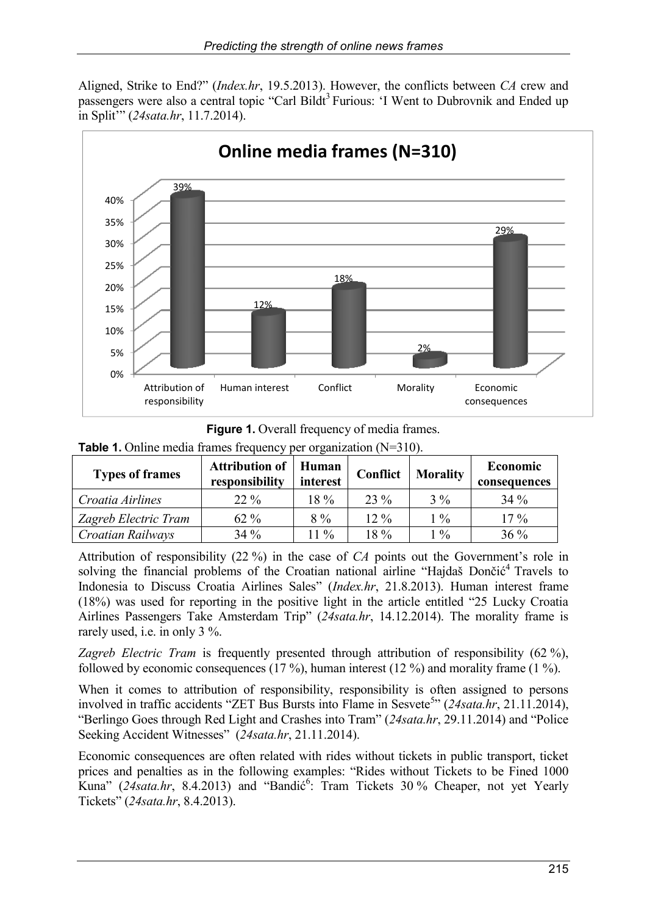Aligned, Strike to End?" (*Index.hr*, 19.5.2013). However, the conflicts between *CA* crew and passengers were also a central topic "Carl Bildt[3] Furious: 'I Went to Dubrovnik and Ended up in Split'" (*24sata.hr*, 11.7.2014).

**Figure 1.** Overall frequency of media frames.

**Table 1.** Online media frames frequency per organization (N=310).

| Types of frames | Attribution of responsibility | Human interest | Conflict | Morality | Economic consequences |
|---|---|---|---|---|---|
| *Croatia Airlines* | 22 % | 18 % | 23 % | 3 % | 34 % |
| *Zagreb Electric Tram* | 62 % | 8 % | 12 % | 1 % | 17 % |
| *Croatian Railways* | 34 % | 11 % | 18 % | 1 % | 36 % |

Attribution of responsibility (22 %) in the case of *CA* points out the Government's role in solving the financial problems of the Croatian national airline "Hajdaš Dončić[4] Travels to Indonesia to Discuss Croatia Airlines Sales" (*Index.hr*, 21.8.2013). Human interest frame (18%) was used for reporting in the positive light in the article entitled "25 Lucky Croatia Airlines Passengers Take Amsterdam Trip" (*24sata.hr*, 14.12.2014). The morality frame is rarely used, i.e. in only 3 %.

*Zagreb Electric Tram* is frequently presented through attribution of responsibility (62 %), followed by economic consequences (17 %), human interest (12 %) and morality frame (1 %).

When it comes to attribution of responsibility, responsibility is often assigned to persons involved in traffic accidents "ZET Bus Bursts into Flame in Sesvete[5]" (*24sata.hr*, 21.11.2014), "Berlingo Goes through Red Light and Crashes into Tram" (*24sata.hr*, 29.11.2014) and "Police Seeking Accident Witnesses" (*24sata.hr*, 21.11.2014).

Economic consequences are often related with rides without tickets in public transport, ticket prices and penalties as in the following examples: "Rides without Tickets to be Fined 1000 Kuna" (*24sata.hr*, 8.4.2013) and "Bandić[6]: Tram Tickets 30 % Cheaper, not yet Yearly Tickets" (*24sata.hr*, 8.4.2013).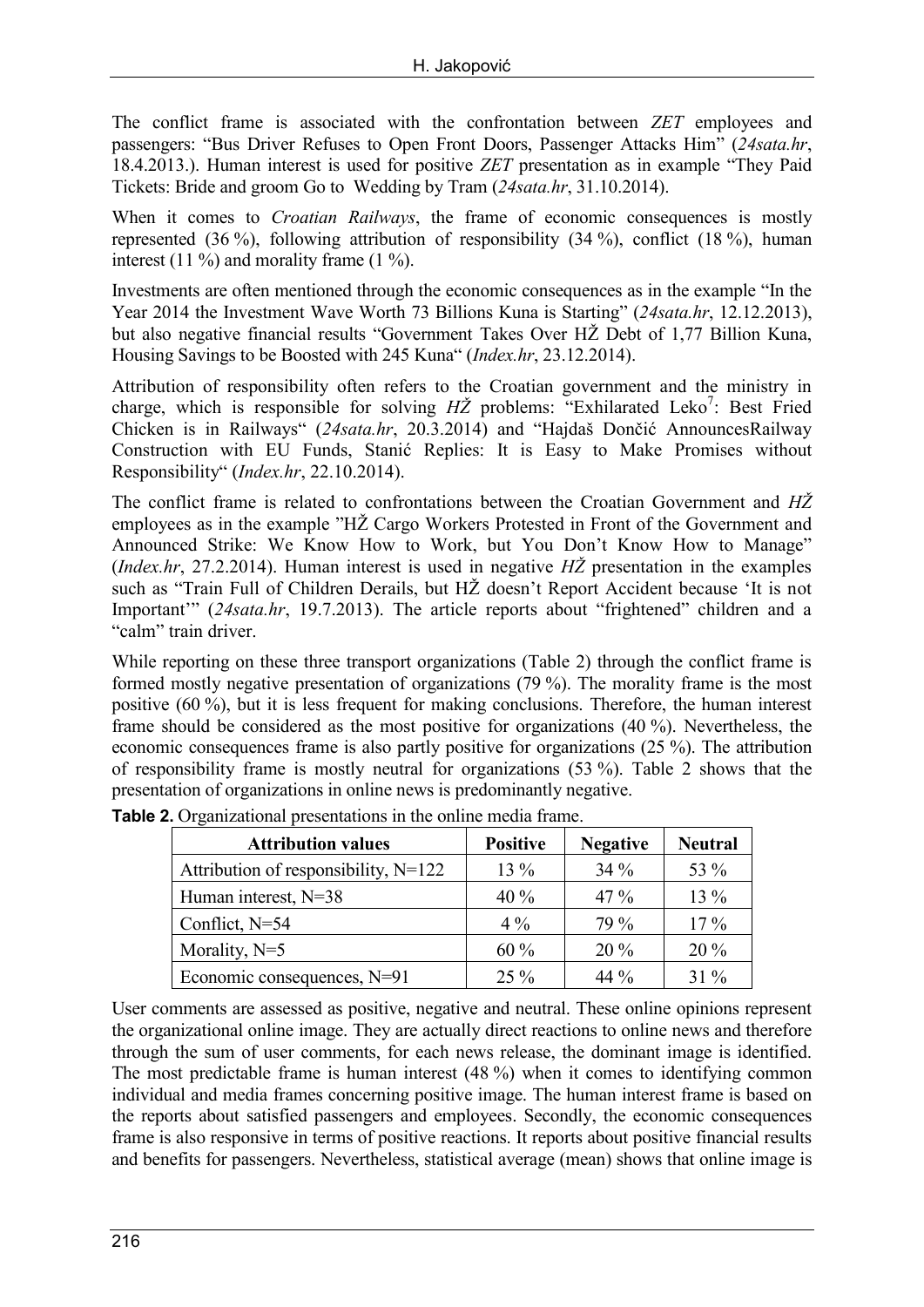The conflict frame is associated with the confrontation between *ZET* employees and passengers: "Bus Driver Refuses to Open Front Doors, Passenger Attacks Him" (*24sata.hr*, 18.4.2013.). Human interest is used for positive *ZET* presentation as in example "They Paid Tickets: Bride and groom Go to Wedding by Tram (*24sata.hr*, 31.10.2014).

When it comes to *Croatian Railways*, the frame of economic consequences is mostly represented (36 %), following attribution of responsibility (34 %), conflict (18 %), human interest (11 %) and morality frame (1 %).

Investments are often mentioned through the economic consequences as in the example "In the Year 2014 the Investment Wave Worth 73 Billions Kuna is Starting" (*24sata.hr*, 12.12.2013), but also negative financial results "Government Takes Over HŽ Debt of 1,77 Billion Kuna, Housing Savings to be Boosted with 245 Kuna" (*Index.hr*, 23.12.2014).

Attribution of responsibility often refers to the Croatian government and the ministry in charge, which is responsible for solving *HŽ* problems: "Exhilarated Leko[7]: Best Fried Chicken is in Railways" (*24sata.hr*, 20.3.2014) and "Hajdaš Dončić AnnouncesRailway Construction with EU Funds, Stanić Replies: It is Easy to Make Promises without Responsibility" (*Index.hr*, 22.10.2014).

The conflict frame is related to confrontations between the Croatian Government and *HŽ* employees as in the example "HŽ Cargo Workers Protested in Front of the Government and Announced Strike: We Know How to Work, but You Don't Know How to Manage" (*Index.hr*, 27.2.2014). Human interest is used in negative *HŽ* presentation in the examples such as "Train Full of Children Derails, but HŽ doesn't Report Accident because 'It is not Important'" (*24sata.hr*, 19.7.2013). The article reports about "frightened" children and a "calm" train driver.

While reporting on these three transport organizations (Table 2) through the conflict frame is formed mostly negative presentation of organizations (79 %). The morality frame is the most positive (60 %), but it is less frequent for making conclusions. Therefore, the human interest frame should be considered as the most positive for organizations (40 %). Nevertheless, the economic consequences frame is also partly positive for organizations (25 %). The attribution of responsibility frame is mostly neutral for organizations (53 %). Table 2 shows that the presentation of organizations in online news is predominantly negative.

**Table 2.** Organizational presentations in the online media frame.

| Attribution values | Positive | Negative | Neutral |
|---|---|---|---|
| Attribution of responsibility, N=122 | 13 % | 34 % | 53 % |
| Human interest, N=38 | 40 % | 47 % | 13 % |
| Conflict, N=54 | 4 % | 79 % | 17 % |
| Morality, N=5 | 60 % | 20 % | 20 % |
| Economic consequences, N=91 | 25 % | 44 % | 31 % |

User comments are assessed as positive, negative and neutral. These online opinions represent the organizational online image. They are actually direct reactions to online news and therefore through the sum of user comments, for each news release, the dominant image is identified. The most predictable frame is human interest (48 %) when it comes to identifying common individual and media frames concerning positive image. The human interest frame is based on the reports about satisfied passengers and employees. Secondly, the economic consequences frame is also responsive in terms of positive reactions. It reports about positive financial results and benefits for passengers. Nevertheless, statistical average (mean) shows that online image is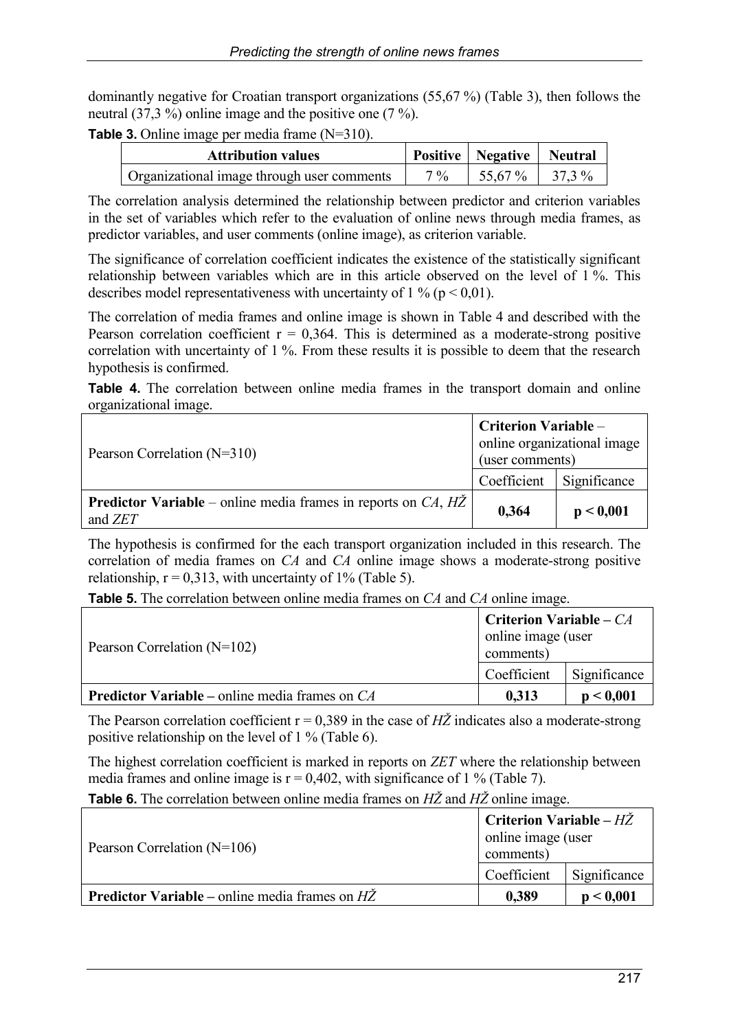dominantly negative for Croatian transport organizations (55,67 %) (Table 3), then follows the neutral (37,3 %) online image and the positive one (7 %).

**Table 3.** Online image per media frame (N=310).

| Attribution values | Positive | Negative | Neutral |
|---|---|---|---|
| Organizational image through user comments | 7 % | 55,67 % | 37,3 % |

The correlation analysis determined the relationship between predictor and criterion variables in the set of variables which refer to the evaluation of online news through media frames, as predictor variables, and user comments (online image), as criterion variable.

The significance of correlation coefficient indicates the existence of the statistically significant relationship between variables which are in this article observed on the level of 1 %. This describes model representativeness with uncertainty of 1 % ($p < 0,01$).

The correlation of media frames and online image is shown in Table 4 and described with the Pearson correlation coefficient $r = 0,364$. This is determined as a moderate-strong positive correlation with uncertainty of 1 %. From these results it is possible to deem that the research hypothesis is confirmed.

**Table 4.** The correlation between online media frames in the transport domain and online organizational image.

| Pearson Correlation (N=310) | **Criterion Variable** – online organizational image (user comments) | |
|---|---|---|
| | Coefficient | Significance |
| **Predictor Variable** – online media frames in reports on *CA*, *HŽ* and *ZET* | **0,364** | **p < 0,001** |

The hypothesis is confirmed for the each transport organization included in this research. The correlation of media frames on *CA* and *CA* online image shows a moderate-strong positive relationship, $r = 0,313$, with uncertainty of 1% (Table 5).

**Table 5.** The correlation between online media frames on *CA* and *CA* online image.

| Pearson Correlation (N=102) | **Criterion Variable** – *CA* online image (user comments) | |
|---|---|---|
| | Coefficient | Significance |
| **Predictor Variable** – online media frames on *CA* | **0,313** | **p < 0,001** |

The Pearson correlation coefficient $r = 0,389$ in the case of *HŽ* indicates also a moderate-strong positive relationship on the level of 1 % (Table 6).

The highest correlation coefficient is marked in reports on *ZET* where the relationship between media frames and online image is $r = 0,402$, with significance of 1 % (Table 7).

**Table 6.** The correlation between online media frames on *HŽ* and *HŽ* online image.

| Pearson Correlation (N=106) | **Criterion Variable** – *HŽ* online image (user comments) | |
|---|---|---|
| | Coefficient | Significance |
| **Predictor Variable** – online media frames on *HŽ* | **0,389** | **p < 0,001** |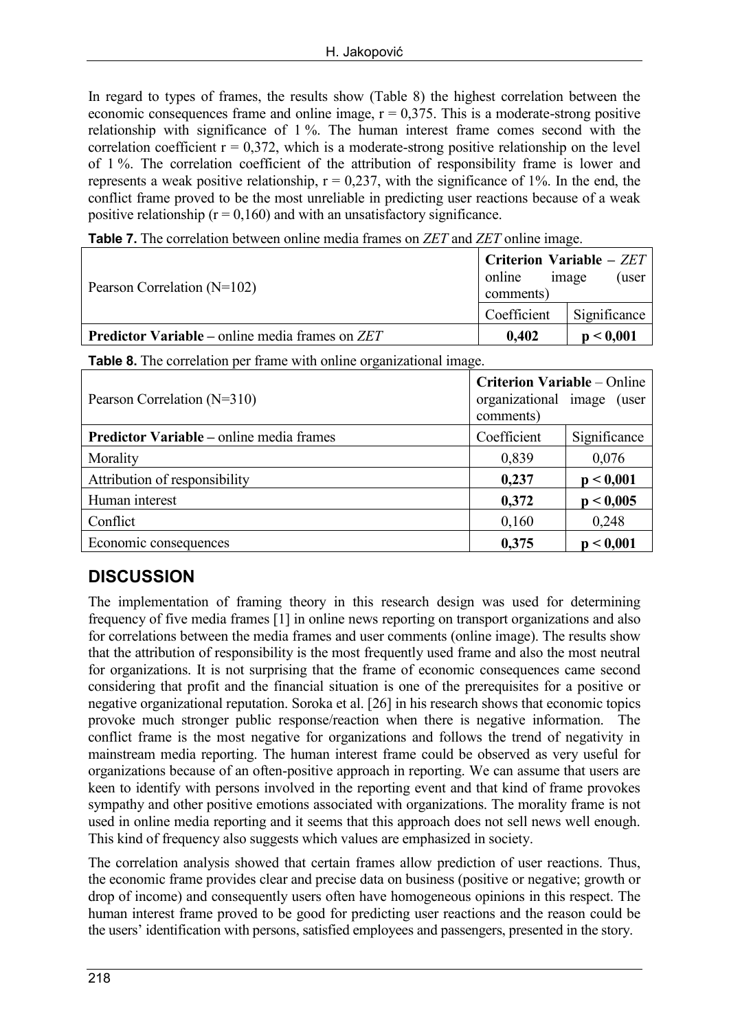In regard to types of frames, the results show (Table 8) the highest correlation between the economic consequences frame and online image, $r = 0,375$. This is a moderate-strong positive relationship with significance of 1 %. The human interest frame comes second with the correlation coefficient $r = 0,372$, which is a moderate-strong positive relationship on the level of 1 %. The correlation coefficient of the attribution of responsibility frame is lower and represents a weak positive relationship, $r = 0,237$, with the significance of 1%. In the end, the conflict frame proved to be the most unreliable in predicting user reactions because of a weak positive relationship ($r = 0,160$) and with an unsatisfactory significance.

**Table 7.** The correlation between online media frames on *ZET* and *ZET* online image.

| Pearson Correlation (N=102) | **Criterion Variable –** ***ZET*** **online image (user comments)** | |
|---|---|---|
| | Coefficient | Significance |
| **Predictor Variable –** online media frames on *ZET* | **0,402** | **$p < 0,001$** |

**Table 8.** The correlation per frame with online organizational image.

| Pearson Correlation (N=310) | **Criterion Variable** – Online organizational image (user comments) | |
|---|---|---|
| **Predictor Variable –** online media frames | Coefficient | Significance |
| Morality | 0,839 | 0,076 |
| Attribution of responsibility | **0,237** | **$p < 0,001$** |
| Human interest | **0,372** | **$p < 0,005$** |
| Conflict | 0,160 | 0,248 |
| Economic consequences | **0,375** | **$p < 0,001$** |

## DISCUSSION

The implementation of framing theory in this research design was used for determining frequency of five media frames [1] in online news reporting on transport organizations and also for correlations between the media frames and user comments (online image). The results show that the attribution of responsibility is the most frequently used frame and also the most neutral for organizations. It is not surprising that the frame of economic consequences came second considering that profit and the financial situation is one of the prerequisites for a positive or negative organizational reputation. Soroka et al. [26] in his research shows that economic topics provoke much stronger public response/reaction when there is negative information. The conflict frame is the most negative for organizations and follows the trend of negativity in mainstream media reporting. The human interest frame could be observed as very useful for organizations because of an often-positive approach in reporting. We can assume that users are keen to identify with persons involved in the reporting event and that kind of frame provokes sympathy and other positive emotions associated with organizations. The morality frame is not used in online media reporting and it seems that this approach does not sell news well enough. This kind of frequency also suggests which values are emphasized in society.

The correlation analysis showed that certain frames allow prediction of user reactions. Thus, the economic frame provides clear and precise data on business (positive or negative; growth or drop of income) and consequently users often have homogeneous opinions in this respect. The human interest frame proved to be good for predicting user reactions and the reason could be the users' identification with persons, satisfied employees and passengers, presented in the story.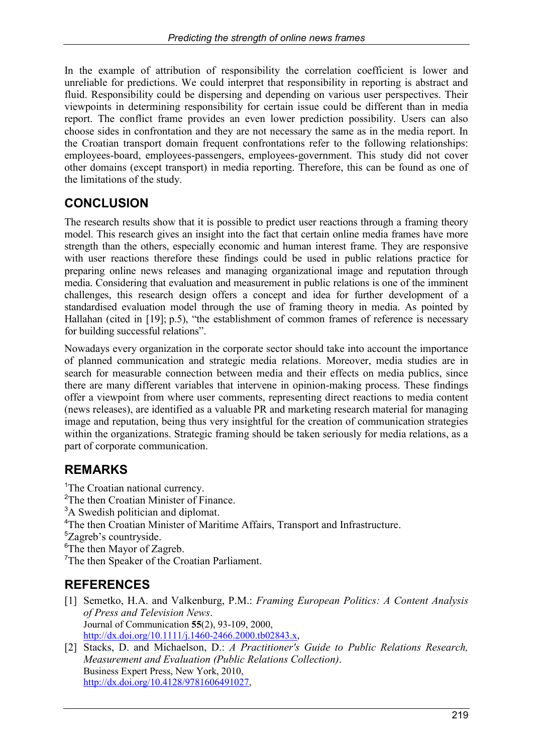In the example of attribution of responsibility the correlation coefficient is lower and unreliable for predictions. We could interpret that responsibility in reporting is abstract and fluid. Responsibility could be dispersing and depending on various user perspectives. Their viewpoints in determining responsibility for certain issue could be different than in media report. The conflict frame provides an even lower prediction possibility. Users can also choose sides in confrontation and they are not necessary the same as in the media report. In the Croatian transport domain frequent confrontations refer to the following relationships: employees-board, employees-passengers, employees-government. This study did not cover other domains (except transport) in media reporting. Therefore, this can be found as one of the limitations of the study.

## CONCLUSION

The research results show that it is possible to predict user reactions through a framing theory model. This research gives an insight into the fact that certain online media frames have more strength than the others, especially economic and human interest frame. They are responsive with user reactions therefore these findings could be used in public relations practice for preparing online news releases and managing organizational image and reputation through media. Considering that evaluation and measurement in public relations is one of the imminent challenges, this research design offers a concept and idea for further development of a standardised evaluation model through the use of framing theory in media. As pointed by Hallahan (cited in [19]; p.5), "the establishment of common frames of reference is necessary for building successful relations".

Nowadays every organization in the corporate sector should take into account the importance of planned communication and strategic media relations. Moreover, media studies are in search for measurable connection between media and their effects on media publics, since there are many different variables that intervene in opinion-making process. These findings offer a viewpoint from where user comments, representing direct reactions to media content (news releases), are identified as a valuable PR and marketing research material for managing image and reputation, being thus very insightful for the creation of communication strategies within the organizations. Strategic framing should be taken seriously for media relations, as a part of corporate communication.

## REMARKS

[1]The Croatian national currency.
[2]The then Croatian Minister of Finance.
[3]A Swedish politician and diplomat.
[4]The then Croatian Minister of Maritime Affairs, Transport and Infrastructure.
[5]Zagreb's countryside.
[6]The then Mayor of Zagreb.
[7]The then Speaker of the Croatian Parliament.

## REFERENCES

[1] Semetko, H.A. and Valkenburg, P.M.: *Framing European Politics: A Content Analysis of Press and Television News*. Journal of Communication **55**(2), 93-109, 2000, http://dx.doi.org/10.1111/j.1460-2466.2000.tb02843.x,

[2] Stacks, D. and Michaelson, D.: *A Practitioner's Guide to Public Relations Research, Measurement and Evaluation (Public Relations Collection)*. Business Expert Press, New York, 2010, http://dx.doi.org/10.4128/9781606491027,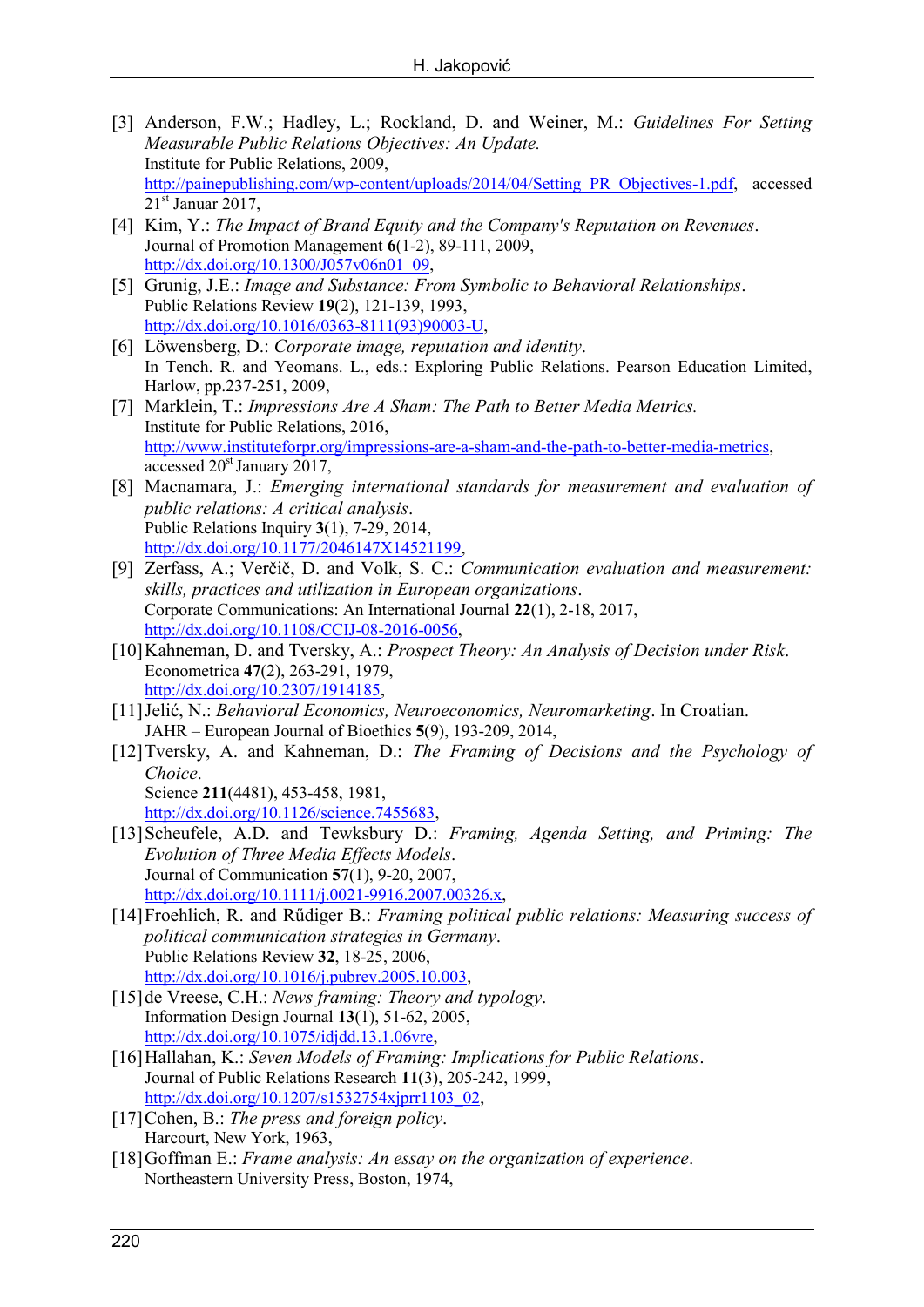[3] Anderson, F.W.; Hadley, L.; Rockland, D. and Weiner, M.: *Guidelines For Setting Measurable Public Relations Objectives: An Update.* Institute for Public Relations, 2009, http://painepublishing.com/wp-content/uploads/2014/04/Setting_PR_Objectives-1.pdf, accessed 21st Januar 2017,

[4] Kim, Y.: *The Impact of Brand Equity and the Company's Reputation on Revenues*. Journal of Promotion Management **6**(1-2), 89-111, 2009, http://dx.doi.org/10.1300/J057v06n01_09,

[5] Grunig, J.E.: *Image and Substance: From Symbolic to Behavioral Relationships*. Public Relations Review **19**(2), 121-139, 1993, http://dx.doi.org/10.1016/0363-8111(93)90003-U,

[6] Löwensberg, D.: *Corporate image, reputation and identity*. In Tench. R. and Yeomans. L., eds.: Exploring Public Relations. Pearson Education Limited, Harlow, pp.237-251, 2009,

[7] Marklein, T.: *Impressions Are A Sham: The Path to Better Media Metrics.* Institute for Public Relations, 2016, http://www.instituteforpr.org/impressions-are-a-sham-and-the-path-to-better-media-metrics, accessed 20st January 2017,

[8] Macnamara, J.: *Emerging international standards for measurement and evaluation of public relations: A critical analysis*. Public Relations Inquiry **3**(1), 7-29, 2014, http://dx.doi.org/10.1177/2046147X14521199,

[9] Zerfass, A.; Verčič, D. and Volk, S. C.: *Communication evaluation and measurement: skills, practices and utilization in European organizations*. Corporate Communications: An International Journal **22**(1), 2-18, 2017, http://dx.doi.org/10.1108/CCIJ-08-2016-0056,

[10] Kahneman, D. and Tversky, A.: *Prospect Theory: An Analysis of Decision under Risk*. Econometrica **47**(2), 263-291, 1979, http://dx.doi.org/10.2307/1914185,

[11] Jelić, N.: *Behavioral Economics, Neuroeconomics, Neuromarketing*. In Croatian. JAHR – European Journal of Bioethics **5**(9), 193-209, 2014,

[12] Tversky, A. and Kahneman, D.: *The Framing of Decisions and the Psychology of Choice*. Science **211**(4481), 453-458, 1981, http://dx.doi.org/10.1126/science.7455683,

[13] Scheufele, A.D. and Tewksbury D.: *Framing, Agenda Setting, and Priming: The Evolution of Three Media Effects Models*. Journal of Communication **57**(1), 9-20, 2007, http://dx.doi.org/10.1111/j.0021-9916.2007.00326.x,

[14] Froehlich, R. and Rűdiger B.: *Framing political public relations: Measuring success of political communication strategies in Germany*. Public Relations Review **32**, 18-25, 2006, http://dx.doi.org/10.1016/j.pubrev.2005.10.003,

[15] de Vreese, C.H.: *News framing: Theory and typology*. Information Design Journal **13**(1), 51-62, 2005, http://dx.doi.org/10.1075/idjdd.13.1.06vre,

[16] Hallahan, K.: *Seven Models of Framing: Implications for Public Relations*. Journal of Public Relations Research **11**(3), 205-242, 1999, http://dx.doi.org/10.1207/s1532754xjprr1103_02,

[17] Cohen, B.: *The press and foreign policy*. Harcourt, New York, 1963,

[18] Goffman E.: *Frame analysis: An essay on the organization of experience*. Northeastern University Press, Boston, 1974,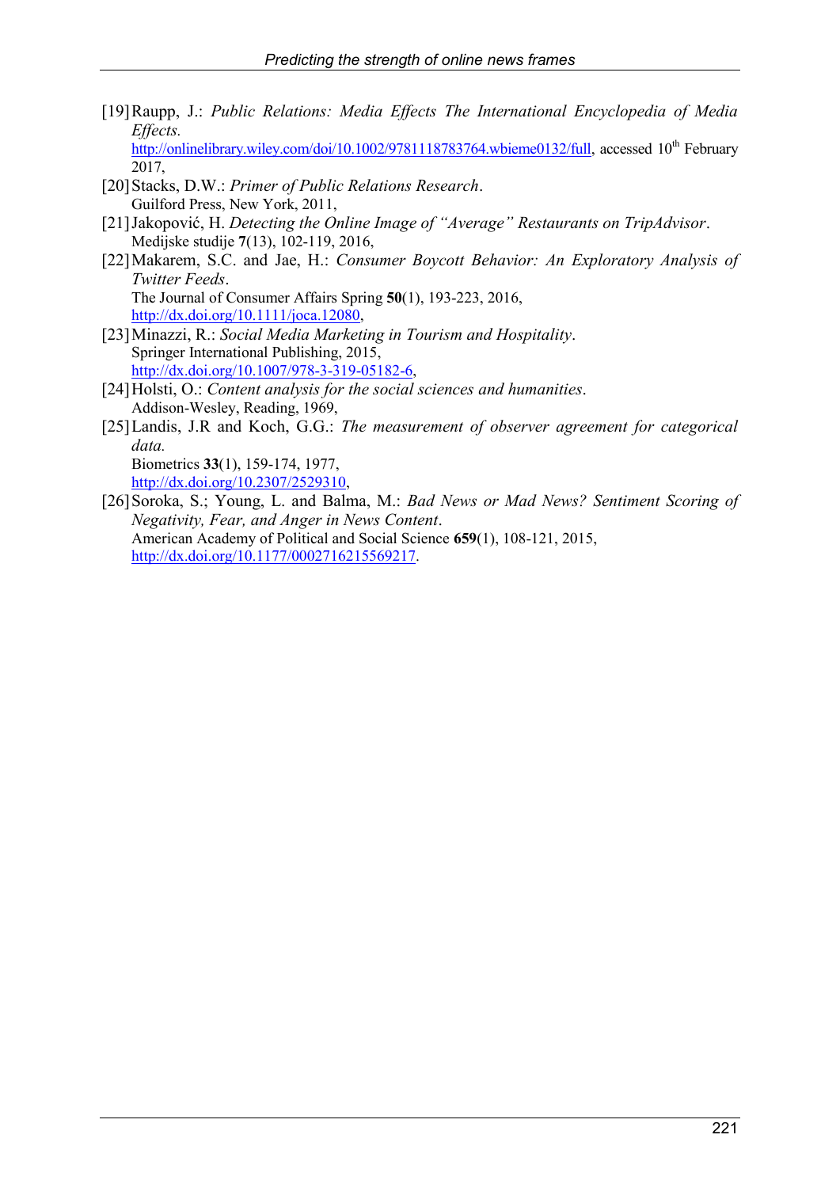[19] Raupp, J.: *Public Relations: Media Effects The International Encyclopedia of Media Effects.*
http://onlinelibrary.wiley.com/doi/10.1002/9781118783764.wbieme0132/full, accessed 10th February 2017,

[20] Stacks, D.W.: *Primer of Public Relations Research*.
Guilford Press, New York, 2011,

[21] Jakopović, H. *Detecting the Online Image of "Average" Restaurants on TripAdvisor*.
Medijske studije **7**(13), 102-119, 2016,

[22] Makarem, S.C. and Jae, H.: *Consumer Boycott Behavior: An Exploratory Analysis of Twitter Feeds*.
The Journal of Consumer Affairs Spring **50**(1), 193-223, 2016,
http://dx.doi.org/10.1111/joca.12080,

[23] Minazzi, R.: *Social Media Marketing in Tourism and Hospitality*.
Springer International Publishing, 2015,
http://dx.doi.org/10.1007/978-3-319-05182-6,

[24] Holsti, O.: *Content analysis for the social sciences and humanities*.
Addison-Wesley, Reading, 1969,

[25] Landis, J.R and Koch, G.G.: *The measurement of observer agreement for categorical data.*
Biometrics **33**(1), 159-174, 1977,
http://dx.doi.org/10.2307/2529310,

[26] Soroka, S.; Young, L. and Balma, M.: *Bad News or Mad News? Sentiment Scoring of Negativity, Fear, and Anger in News Content*.
American Academy of Political and Social Science **659**(1), 108-121, 2015,
http://dx.doi.org/10.1177/0002716215569217.